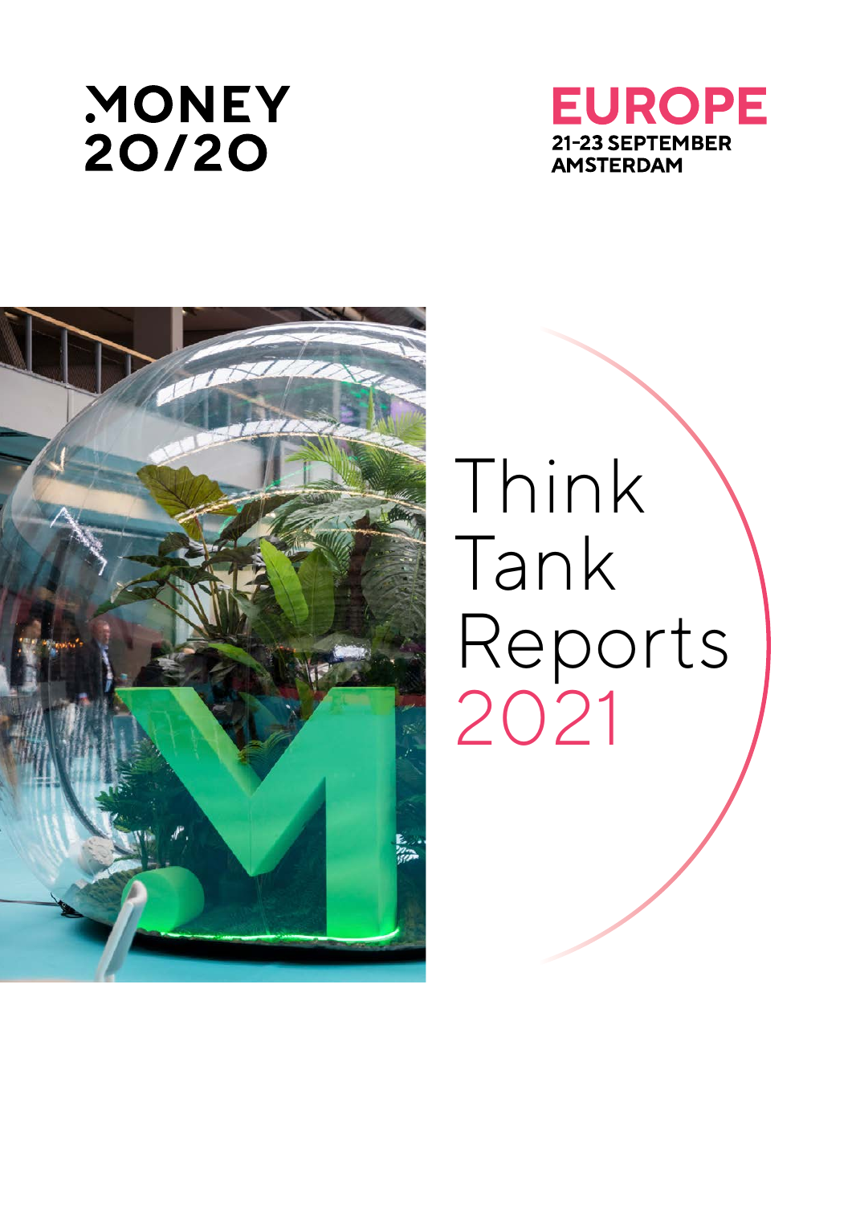MONEY 20/20

**EUROPE**
**21-23 SEPTEMBER**
**AMSTERDAM**

# Think Tank Reports 2021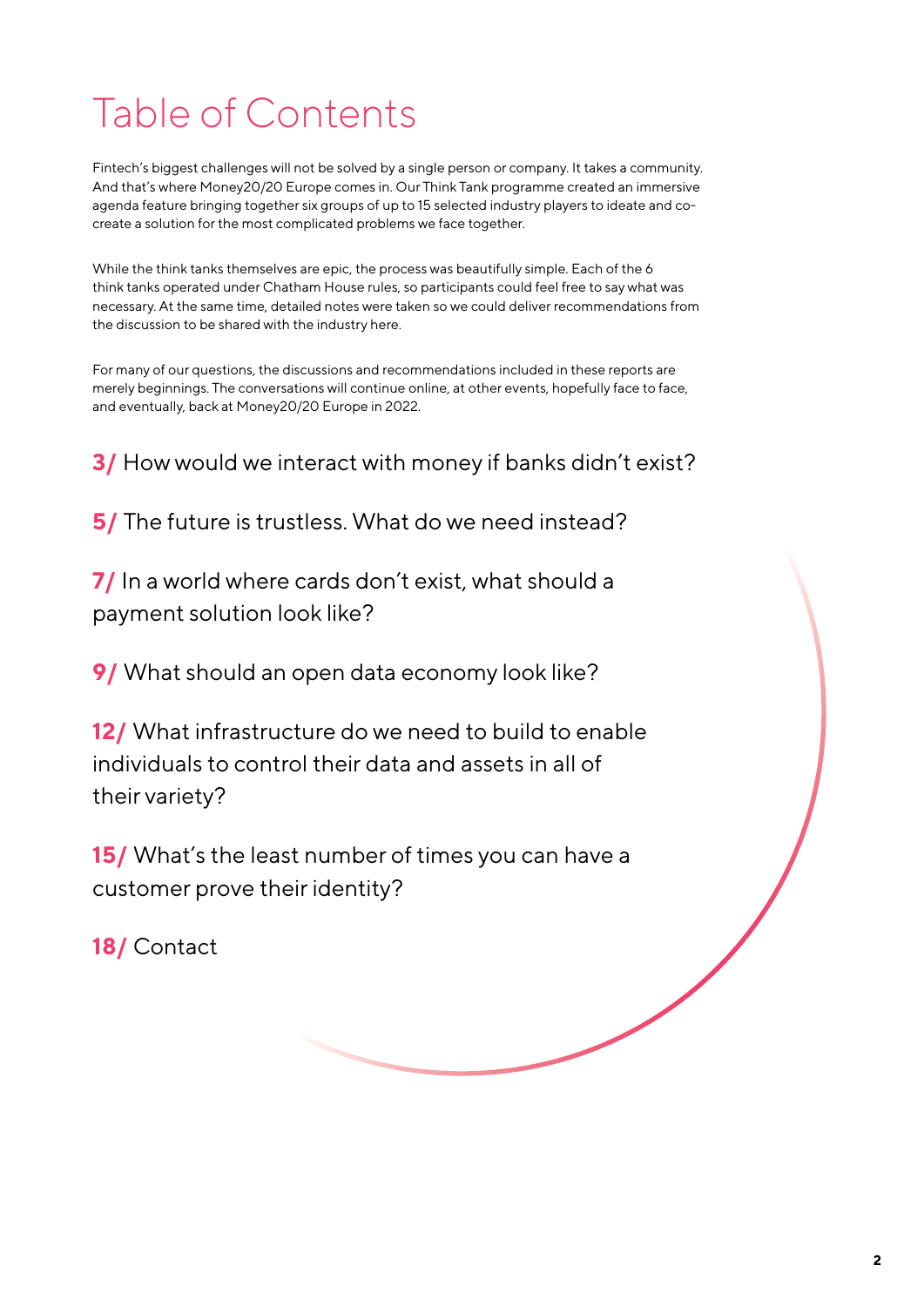# Table of Contents

Fintech's biggest challenges will not be solved by a single person or company. It takes a community. And that's where Money20/20 Europe comes in. Our Think Tank programme created an immersive agenda feature bringing together six groups of up to 15 selected industry players to ideate and co-create a solution for the most complicated problems we face together.

While the think tanks themselves are epic, the process was beautifully simple. Each of the 6 think tanks operated under Chatham House rules, so participants could feel free to say what was necessary. At the same time, detailed notes were taken so we could deliver recommendations from the discussion to be shared with the industry here.

For many of our questions, the discussions and recommendations included in these reports are merely beginnings. The conversations will continue online, at other events, hopefully face to face, and eventually, back at Money20/20 Europe in 2022.

**3/** How would we interact with money if banks didn't exist?

**5/** The future is trustless. What do we need instead?

**7/** In a world where cards don't exist, what should a payment solution look like?

**9/** What should an open data economy look like?

**12/** What infrastructure do we need to build to enable individuals to control their data and assets in all of their variety?

**15/** What's the least number of times you can have a customer prove their identity?

**18/** Contact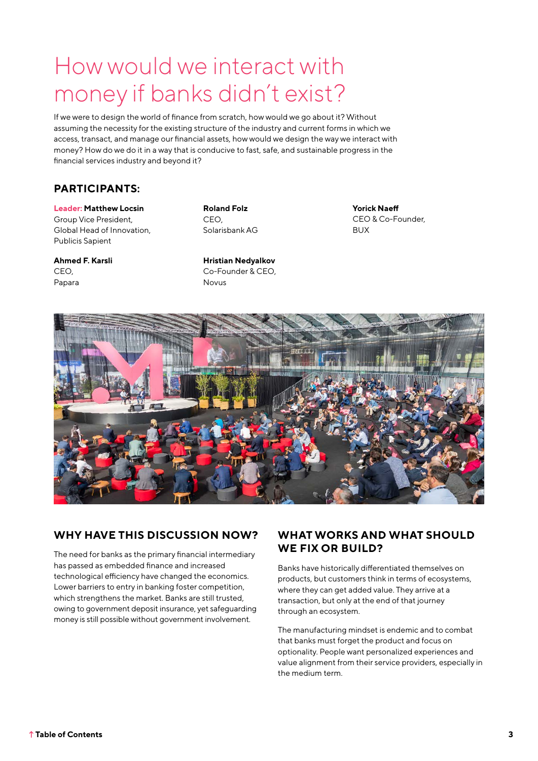# How would we interact with money if banks didn't exist?

If we were to design the world of finance from scratch, how would we go about it? Without assuming the necessity for the existing structure of the industry and current forms in which we access, transact, and manage our financial assets, how would we design the way we interact with money? How do we do it in a way that is conducive to fast, safe, and sustainable progress in the financial services industry and beyond it?

## PARTICIPANTS:

**Leader: Matthew Locsin**
Group Vice President,
Global Head of Innovation,
Publicis Sapient

**Roland Folz**
CEO,
Solarisbank AG

**Yorick Naeff**
CEO & Co-Founder,
BUX

**Ahmed F. Karsli**
CEO,
Papara

**Hristian Nedyalkov**
Co-Founder & CEO,
Novus

## WHY HAVE THIS DISCUSSION NOW?

The need for banks as the primary financial intermediary has passed as embedded finance and increased technological efficiency have changed the economics. Lower barriers to entry in banking foster competition, which strengthens the market. Banks are still trusted, owing to government deposit insurance, yet safeguarding money is still possible without government involvement.

## WHAT WORKS AND WHAT SHOULD WE FIX OR BUILD?

Banks have historically differentiated themselves on products, but customers think in terms of ecosystems, where they can get added value. They arrive at a transaction, but only at the end of that journey through an ecosystem.

The manufacturing mindset is endemic and to combat that banks must forget the product and focus on optionality. People want personalized experiences and value alignment from their service providers, especially in the medium term.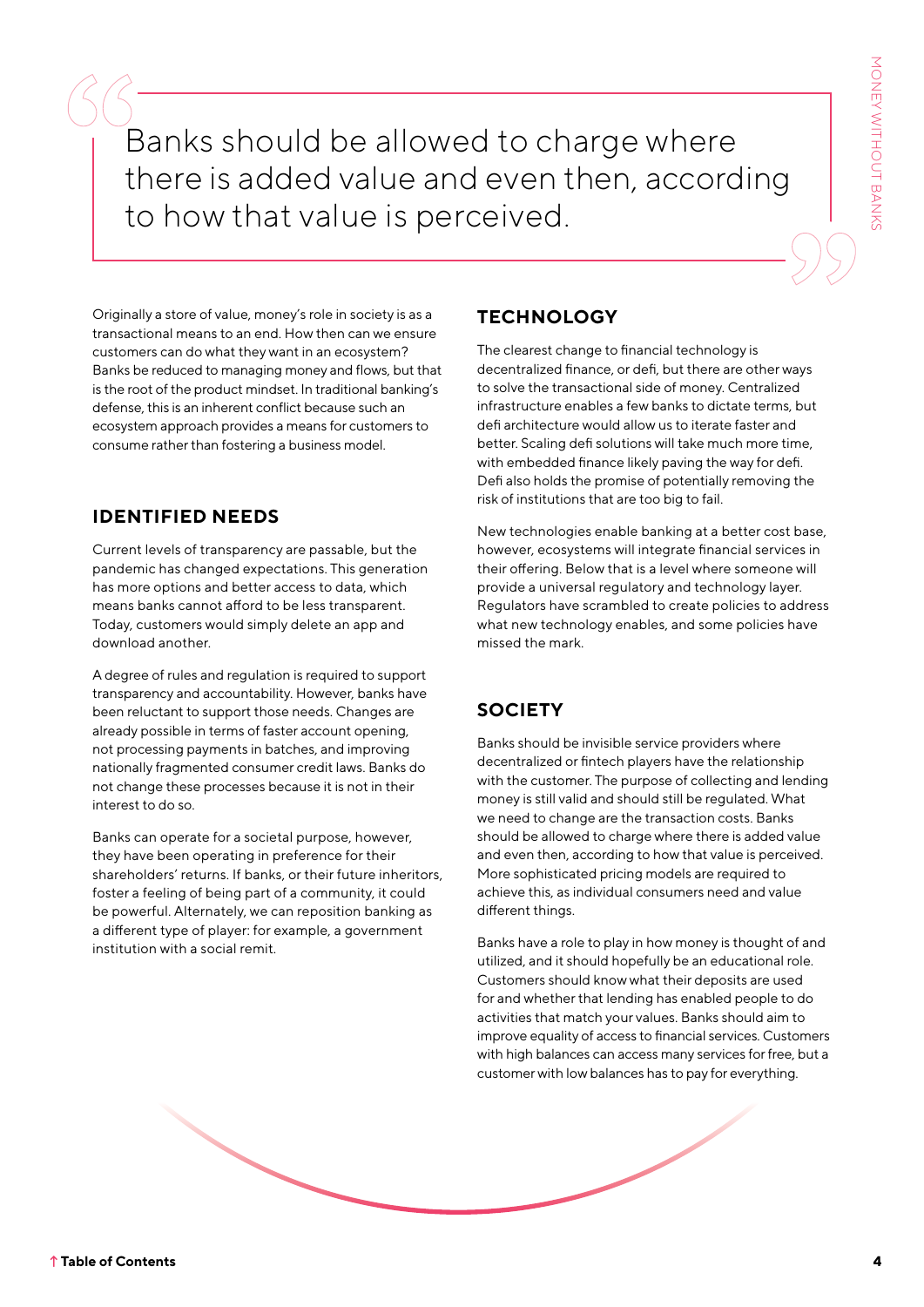> Banks should be allowed to charge where there is added value and even then, according to how that value is perceived.

Originally a store of value, money's role in society is as a transactional means to an end. How then can we ensure customers can do what they want in an ecosystem? Banks be reduced to managing money and flows, but that is the root of the product mindset. In traditional banking's defense, this is an inherent conflict because such an ecosystem approach provides a means for customers to consume rather than fostering a business model.

## IDENTIFIED NEEDS

Current levels of transparency are passable, but the pandemic has changed expectations. This generation has more options and better access to data, which means banks cannot afford to be less transparent. Today, customers would simply delete an app and download another.

A degree of rules and regulation is required to support transparency and accountability. However, banks have been reluctant to support those needs. Changes are already possible in terms of faster account opening, not processing payments in batches, and improving nationally fragmented consumer credit laws. Banks do not change these processes because it is not in their interest to do so.

Banks can operate for a societal purpose, however, they have been operating in preference for their shareholders' returns. If banks, or their future inheritors, foster a feeling of being part of a community, it could be powerful. Alternately, we can reposition banking as a different type of player: for example, a government institution with a social remit.

## TECHNOLOGY

The clearest change to financial technology is decentralized finance, or defi, but there are other ways to solve the transactional side of money. Centralized infrastructure enables a few banks to dictate terms, but defi architecture would allow us to iterate faster and better. Scaling defi solutions will take much more time, with embedded finance likely paving the way for defi. Defi also holds the promise of potentially removing the risk of institutions that are too big to fail.

New technologies enable banking at a better cost base, however, ecosystems will integrate financial services in their offering. Below that is a level where someone will provide a universal regulatory and technology layer. Regulators have scrambled to create policies to address what new technology enables, and some policies have missed the mark.

## SOCIETY

Banks should be invisible service providers where decentralized or fintech players have the relationship with the customer. The purpose of collecting and lending money is still valid and should still be regulated. What we need to change are the transaction costs. Banks should be allowed to charge where there is added value and even then, according to how that value is perceived. More sophisticated pricing models are required to achieve this, as individual consumers need and value different things.

Banks have a role to play in how money is thought of and utilized, and it should hopefully be an educational role. Customers should know what their deposits are used for and whether that lending has enabled people to do activities that match your values. Banks should aim to improve equality of access to financial services. Customers with high balances can access many services for free, but a customer with low balances has to pay for everything.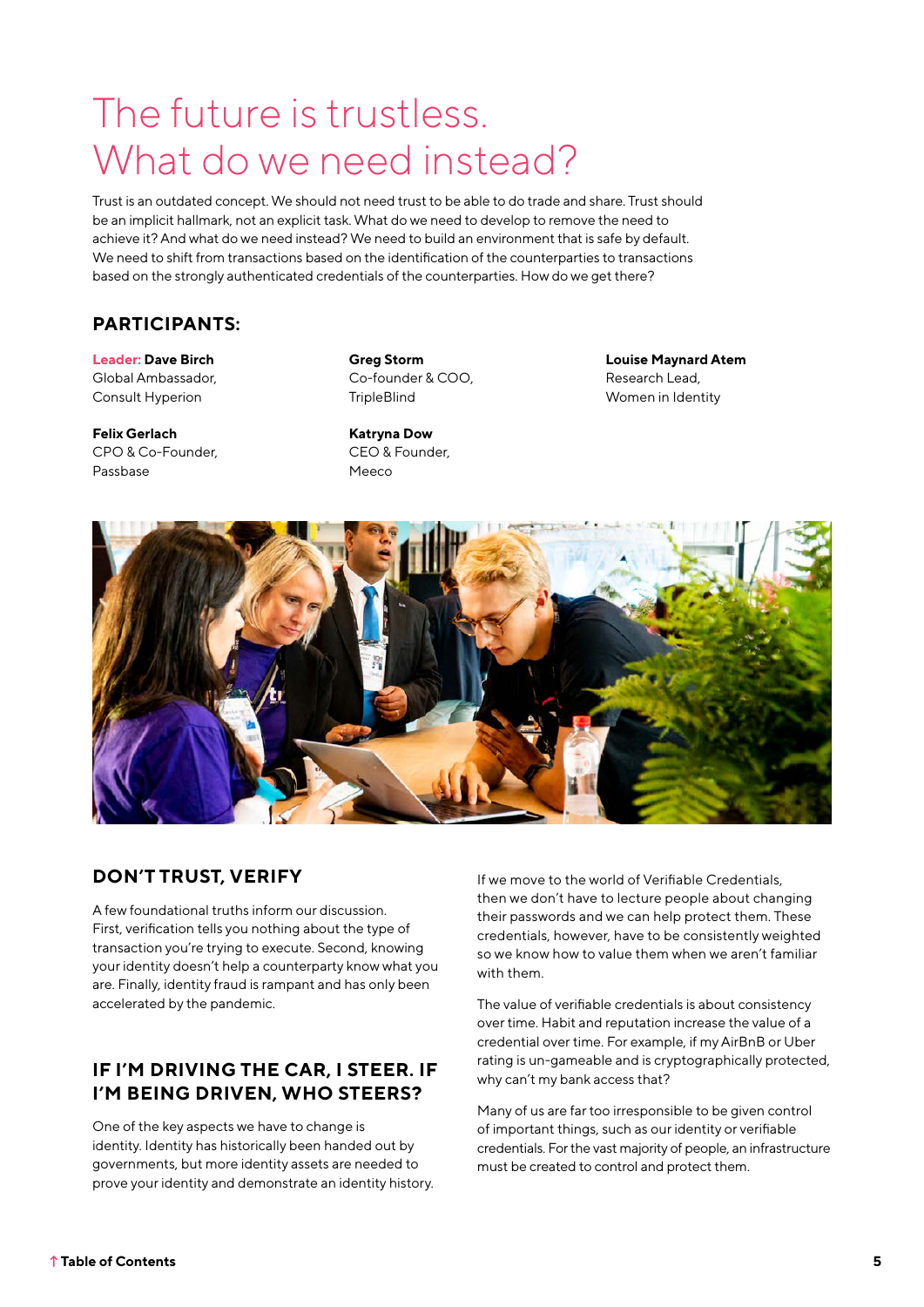# The future is trustless. What do we need instead?

Trust is an outdated concept. We should not need trust to be able to do trade and share. Trust should be an implicit hallmark, not an explicit task. What do we need to develop to remove the need to achieve it? And what do we need instead? We need to build an environment that is safe by default. We need to shift from transactions based on the identification of the counterparties to transactions based on the strongly authenticated credentials of the counterparties. How do we get there?

## PARTICIPANTS:

**Leader: Dave Birch**
Global Ambassador,
Consult Hyperion

**Felix Gerlach**
CPO & Co-Founder,
Passbase

**Greg Storm**
Co-founder & COO,
TripleBlind

**Katryna Dow**
CEO & Founder,
Meeco

**Louise Maynard Atem**
Research Lead,
Women in Identity

## DON'T TRUST, VERIFY

A few foundational truths inform our discussion. First, verification tells you nothing about the type of transaction you're trying to execute. Second, knowing your identity doesn't help a counterparty know what you are. Finally, identity fraud is rampant and has only been accelerated by the pandemic.

## IF I'M DRIVING THE CAR, I STEER. IF I'M BEING DRIVEN, WHO STEERS?

One of the key aspects we have to change is identity. Identity has historically been handed out by governments, but more identity assets are needed to prove your identity and demonstrate an identity history.

If we move to the world of Verifiable Credentials, then we don't have to lecture people about changing their passwords and we can help protect them. These credentials, however, have to be consistently weighted so we know how to value them when we aren't familiar with them.

The value of verifiable credentials is about consistency over time. Habit and reputation increase the value of a credential over time. For example, if my AirBnB or Uber rating is un-gameable and is cryptographically protected, why can't my bank access that?

Many of us are far too irresponsible to be given control of important things, such as our identity or verifiable credentials. For the vast majority of people, an infrastructure must be created to control and protect them.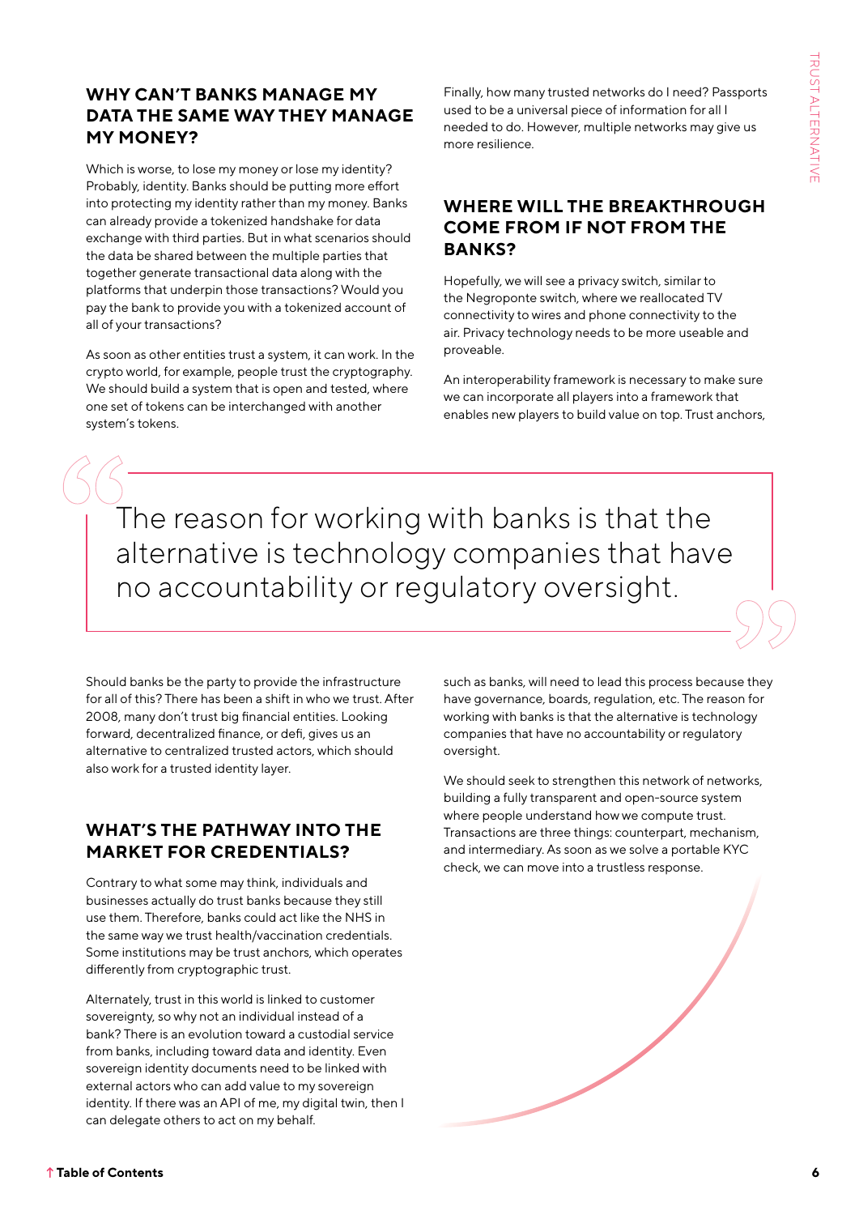## WHY CAN'T BANKS MANAGE MY DATA THE SAME WAY THEY MANAGE MY MONEY?

Which is worse, to lose my money or lose my identity? Probably, identity. Banks should be putting more effort into protecting my identity rather than my money. Banks can already provide a tokenized handshake for data exchange with third parties. But in what scenarios should the data be shared between the multiple parties that together generate transactional data along with the platforms that underpin those transactions? Would you pay the bank to provide you with a tokenized account of all of your transactions?

As soon as other entities trust a system, it can work. In the crypto world, for example, people trust the cryptography. We should build a system that is open and tested, where one set of tokens can be interchanged with another system's tokens.

Finally, how many trusted networks do I need? Passports used to be a universal piece of information for all I needed to do. However, multiple networks may give us more resilience.

## WHERE WILL THE BREAKTHROUGH COME FROM IF NOT FROM THE BANKS?

Hopefully, we will see a privacy switch, similar to the Negroponte switch, where we reallocated TV connectivity to wires and phone connectivity to the air. Privacy technology needs to be more useable and proveable.

An interoperability framework is necessary to make sure we can incorporate all players into a framework that enables new players to build value on top. Trust anchors, such as banks, will need to lead this process because they have governance, boards, regulation, etc. The reason for working with banks is that the alternative is technology companies that have no accountability or regulatory oversight.

> The reason for working with banks is that the alternative is technology companies that have no accountability or regulatory oversight.

We should seek to strengthen this network of networks, building a fully transparent and open-source system where people understand how we compute trust. Transactions are three things: counterpart, mechanism, and intermediary. As soon as we solve a portable KYC check, we can move into a trustless response.

Should banks be the party to provide the infrastructure for all of this? There has been a shift in who we trust. After 2008, many don't trust big financial entities. Looking forward, decentralized finance, or defi, gives us an alternative to centralized trusted actors, which should also work for a trusted identity layer.

## WHAT'S THE PATHWAY INTO THE MARKET FOR CREDENTIALS?

Contrary to what some may think, individuals and businesses actually do trust banks because they still use them. Therefore, banks could act like the NHS in the same way we trust health/vaccination credentials. Some institutions may be trust anchors, which operates differently from cryptographic trust.

Alternately, trust in this world is linked to customer sovereignty, so why not an individual instead of a bank? There is an evolution toward a custodial service from banks, including toward data and identity. Even sovereign identity documents need to be linked with external actors who can add value to my sovereign identity. If there was an API of me, my digital twin, then I can delegate others to act on my behalf.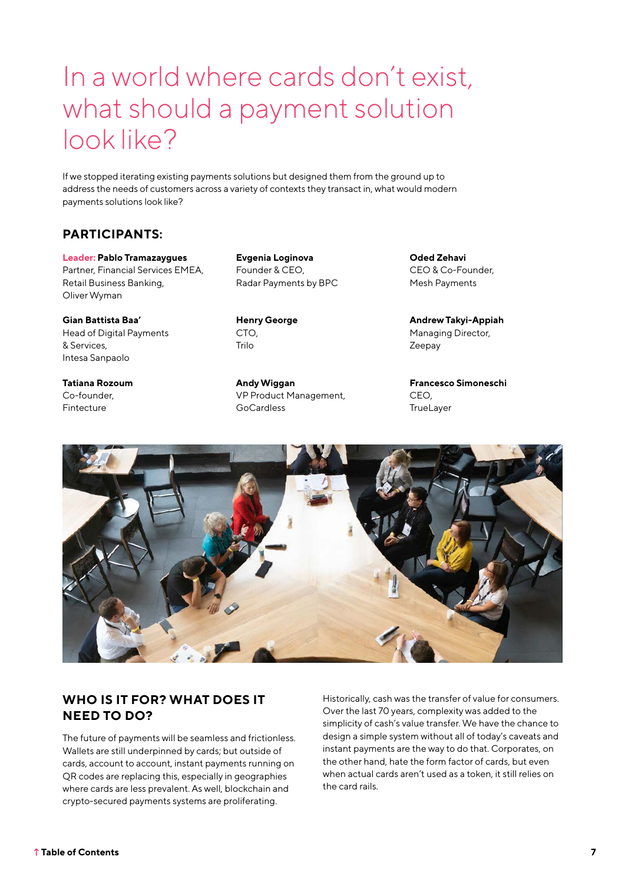# In a world where cards don't exist, what should a payment solution look like?

If we stopped iterating existing payments solutions but designed them from the ground up to address the needs of customers across a variety of contexts they transact in, what would modern payments solutions look like?

## PARTICIPANTS:

**Leader: Pablo Tramazaygues**
Partner, Financial Services EMEA, Retail Business Banking, Oliver Wyman

**Evgenia Loginova**
Founder & CEO, Radar Payments by BPC

**Oded Zehavi**
CEO & Co-Founder, Mesh Payments

**Gian Battista Baa'**
Head of Digital Payments & Services, Intesa Sanpaolo

**Henry George**
CTO, Trilo

**Andrew Takyi-Appiah**
Managing Director, Zeepay

**Tatiana Rozoum**
Co-founder, Fintecture

**Andy Wiggan**
VP Product Management, GoCardless

**Francesco Simoneschi**
CEO, TrueLayer

## WHO IS IT FOR? WHAT DOES IT NEED TO DO?

The future of payments will be seamless and frictionless. Wallets are still underpinned by cards; but outside of cards, account to account, instant payments running on QR codes are replacing this, especially in geographies where cards are less prevalent. As well, blockchain and crypto-secured payments systems are proliferating.

Historically, cash was the transfer of value for consumers. Over the last 70 years, complexity was added to the simplicity of cash's value transfer. We have the chance to design a simple system without all of today's caveats and instant payments are the way to do that. Corporates, on the other hand, hate the form factor of cards, but even when actual cards aren't used as a token, it still relies on the card rails.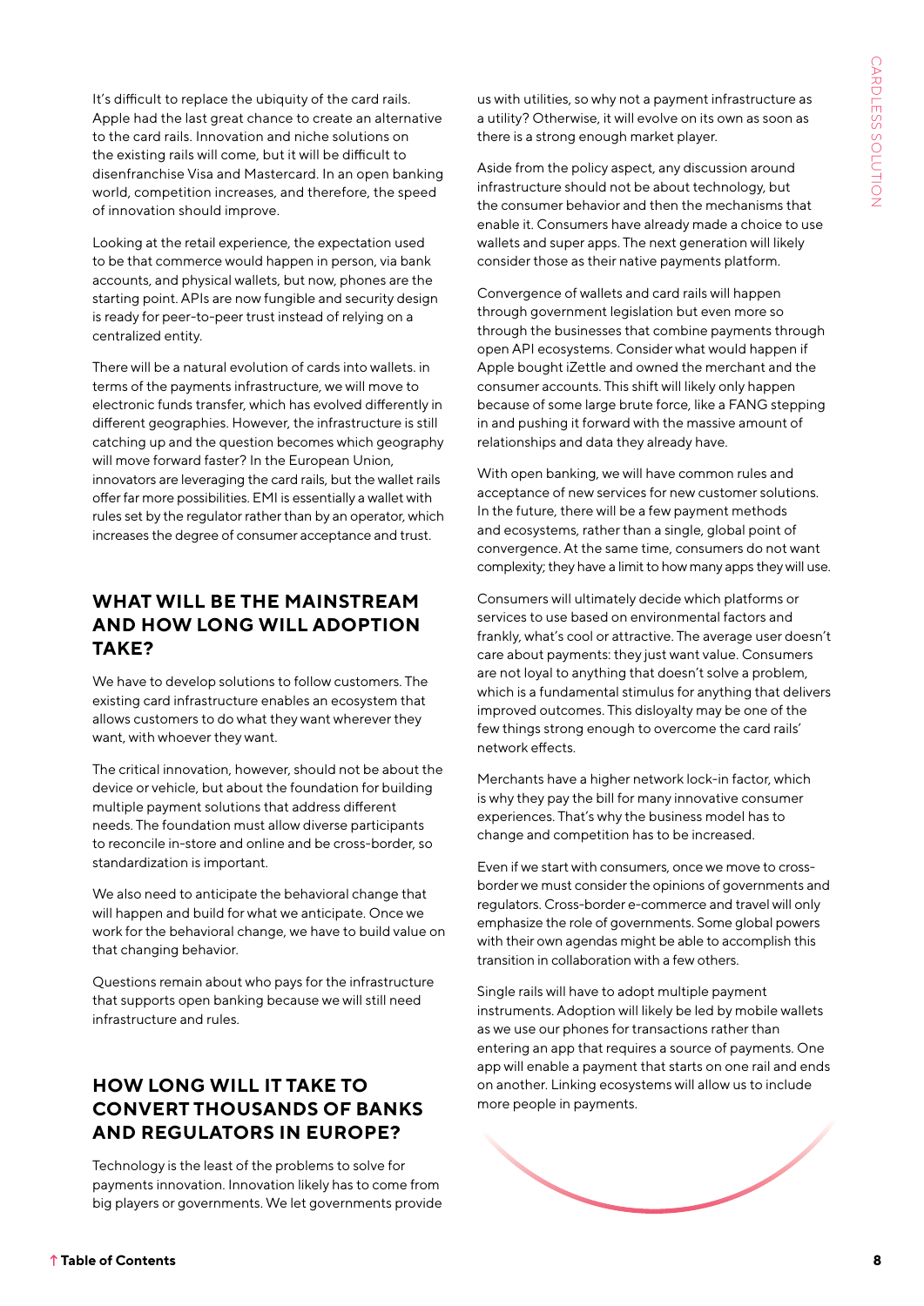It's difficult to replace the ubiquity of the card rails. Apple had the last great chance to create an alternative to the card rails. Innovation and niche solutions on the existing rails will come, but it will be difficult to disenfranchise Visa and Mastercard. In an open banking world, competition increases, and therefore, the speed of innovation should improve.

Looking at the retail experience, the expectation used to be that commerce would happen in person, via bank accounts, and physical wallets, but now, phones are the starting point. APIs are now fungible and security design is ready for peer-to-peer trust instead of relying on a centralized entity.

There will be a natural evolution of cards into wallets. in terms of the payments infrastructure, we will move to electronic funds transfer, which has evolved differently in different geographies. However, the infrastructure is still catching up and the question becomes which geography will move forward faster? In the European Union, innovators are leveraging the card rails, but the wallet rails offer far more possibilities. EMI is essentially a wallet with rules set by the regulator rather than by an operator, which increases the degree of consumer acceptance and trust.

## WHAT WILL BE THE MAINSTREAM AND HOW LONG WILL ADOPTION TAKE?

We have to develop solutions to follow customers. The existing card infrastructure enables an ecosystem that allows customers to do what they want wherever they want, with whoever they want.

The critical innovation, however, should not be about the device or vehicle, but about the foundation for building multiple payment solutions that address different needs. The foundation must allow diverse participants to reconcile in-store and online and be cross-border, so standardization is important.

We also need to anticipate the behavioral change that will happen and build for what we anticipate. Once we work for the behavioral change, we have to build value on that changing behavior.

Questions remain about who pays for the infrastructure that supports open banking because we will still need infrastructure and rules.

## HOW LONG WILL IT TAKE TO CONVERT THOUSANDS OF BANKS AND REGULATORS IN EUROPE?

Technology is the least of the problems to solve for payments innovation. Innovation likely has to come from big players or governments. We let governments provide us with utilities, so why not a payment infrastructure as a utility? Otherwise, it will evolve on its own as soon as there is a strong enough market player.

Aside from the policy aspect, any discussion around infrastructure should not be about technology, but the consumer behavior and then the mechanisms that enable it. Consumers have already made a choice to use wallets and super apps. The next generation will likely consider those as their native payments platform.

Convergence of wallets and card rails will happen through government legislation but even more so through the businesses that combine payments through open API ecosystems. Consider what would happen if Apple bought iZettle and owned the merchant and the consumer accounts. This shift will likely only happen because of some large brute force, like a FANG stepping in and pushing it forward with the massive amount of relationships and data they already have.

With open banking, we will have common rules and acceptance of new services for new customer solutions. In the future, there will be a few payment methods and ecosystems, rather than a single, global point of convergence. At the same time, consumers do not want complexity; they have a limit to how many apps they will use.

Consumers will ultimately decide which platforms or services to use based on environmental factors and frankly, what's cool or attractive. The average user doesn't care about payments: they just want value. Consumers are not loyal to anything that doesn't solve a problem, which is a fundamental stimulus for anything that delivers improved outcomes. This disloyalty may be one of the few things strong enough to overcome the card rails' network effects.

Merchants have a higher network lock-in factor, which is why they pay the bill for many innovative consumer experiences. That's why the business model has to change and competition has to be increased.

Even if we start with consumers, once we move to cross-border we must consider the opinions of governments and regulators. Cross-border e-commerce and travel will only emphasize the role of governments. Some global powers with their own agendas might be able to accomplish this transition in collaboration with a few others.

Single rails will have to adopt multiple payment instruments. Adoption will likely be led by mobile wallets as we use our phones for transactions rather than entering an app that requires a source of payments. One app will enable a payment that starts on one rail and ends on another. Linking ecosystems will allow us to include more people in payments.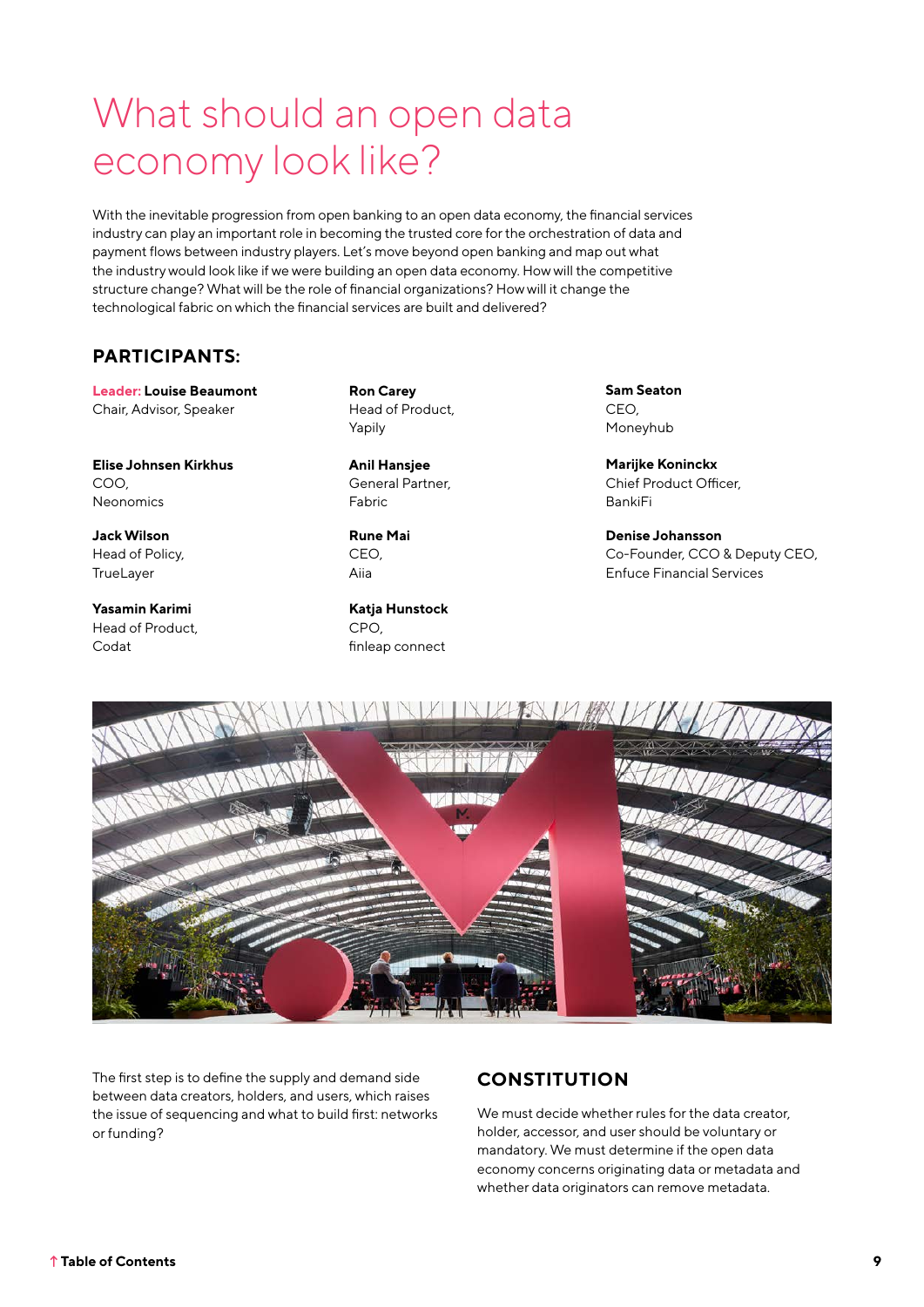# What should an open data economy look like?

With the inevitable progression from open banking to an open data economy, the financial services industry can play an important role in becoming the trusted core for the orchestration of data and payment flows between industry players. Let's move beyond open banking and map out what the industry would look like if we were building an open data economy. How will the competitive structure change? What will be the role of financial organizations? How will it change the technological fabric on which the financial services are built and delivered?

## PARTICIPANTS:

**Leader: Louise Beaumont**
Chair, Advisor, Speaker

**Elise Johnsen Kirkhus**
COO,
Neonomics

**Jack Wilson**
Head of Policy,
TrueLayer

**Yasamin Karimi**
Head of Product,
Codat

**Ron Carey**
Head of Product,
Yapily

**Anil Hansjee**
General Partner,
Fabric

**Rune Mai**
CEO,
Aiia

**Katja Hunstock**
CPO,
finleap connect

**Sam Seaton**
CEO,
Moneyhub

**Marijke Koninckx**
Chief Product Officer,
BankiFi

**Denise Johansson**
Co-Founder, CCO & Deputy CEO,
Enfuce Financial Services

The first step is to define the supply and demand side between data creators, holders, and users, which raises the issue of sequencing and what to build first: networks or funding?

## CONSTITUTION

We must decide whether rules for the data creator, holder, accessor, and user should be voluntary or mandatory. We must determine if the open data economy concerns originating data or metadata and whether data originators can remove metadata.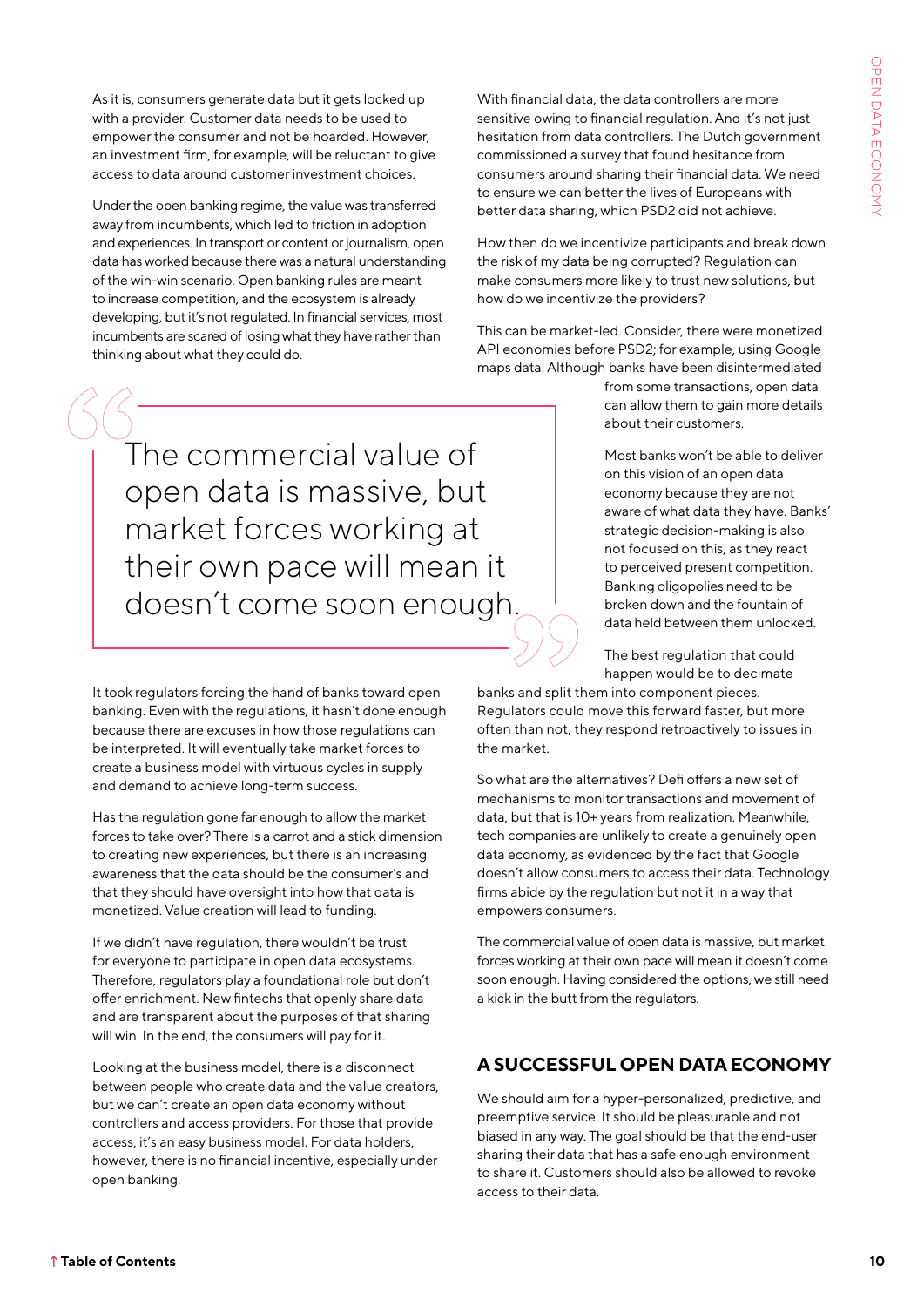As it is, consumers generate data but it gets locked up with a provider. Customer data needs to be used to empower the consumer and not be hoarded. However, an investment firm, for example, will be reluctant to give access to data around customer investment choices.

Under the open banking regime, the value was transferred away from incumbents, which led to friction in adoption and experiences. In transport or content or journalism, open data has worked because there was a natural understanding of the win-win scenario. Open banking rules are meant to increase competition, and the ecosystem is already developing, but it's not regulated. In financial services, most incumbents are scared of losing what they have rather than thinking about what they could do.

> The commercial value of open data is massive, but market forces working at their own pace will mean it doesn't come soon enough.

It took regulators forcing the hand of banks toward open banking. Even with the regulations, it hasn't done enough because there are excuses in how those regulations can be interpreted. It will eventually take market forces to create a business model with virtuous cycles in supply and demand to achieve long-term success.

Has the regulation gone far enough to allow the market forces to take over? There is a carrot and a stick dimension to creating new experiences, but there is an increasing awareness that the data should be the consumer's and that they should have oversight into how that data is monetized. Value creation will lead to funding.

If we didn't have regulation, there wouldn't be trust for everyone to participate in open data ecosystems. Therefore, regulators play a foundational role but don't offer enrichment. New fintechs that openly share data and are transparent about the purposes of that sharing will win. In the end, the consumers will pay for it.

Looking at the business model, there is a disconnect between people who create data and the value creators, but we can't create an open data economy without controllers and access providers. For those that provide access, it's an easy business model. For data holders, however, there is no financial incentive, especially under open banking.

With financial data, the data controllers are more sensitive owing to financial regulation. And it's not just hesitation from data controllers. The Dutch government commissioned a survey that found hesitance from consumers around sharing their financial data. We need to ensure we can better the lives of Europeans with better data sharing, which PSD2 did not achieve.

How then do we incentivize participants and break down the risk of my data being corrupted? Regulation can make consumers more likely to trust new solutions, but how do we incentivize the providers?

This can be market-led. Consider, there were monetized API economies before PSD2; for example, using Google maps data. Although banks have been disintermediated from some transactions, open data can allow them to gain more details about their customers.

Most banks won't be able to deliver on this vision of an open data economy because they are not aware of what data they have. Banks' strategic decision-making is also not focused on this, as they react to perceived present competition. Banking oligopolies need to be broken down and the fountain of data held between them unlocked.

The best regulation that could happen would be to decimate banks and split them into component pieces. Regulators could move this forward faster, but more often than not, they respond retroactively to issues in the market.

So what are the alternatives? Defi offers a new set of mechanisms to monitor transactions and movement of data, but that is 10+ years from realization. Meanwhile, tech companies are unlikely to create a genuinely open data economy, as evidenced by the fact that Google doesn't allow consumers to access their data. Technology firms abide by the regulation but not it in a way that empowers consumers.

The commercial value of open data is massive, but market forces working at their own pace will mean it doesn't come soon enough. Having considered the options, we still need a kick in the butt from the regulators.

## A SUCCESSFUL OPEN DATA ECONOMY

We should aim for a hyper-personalized, predictive, and preemptive service. It should be pleasurable and not biased in any way. The goal should be that the end-user sharing their data that has a safe enough environment to share it. Customers should also be allowed to revoke access to their data.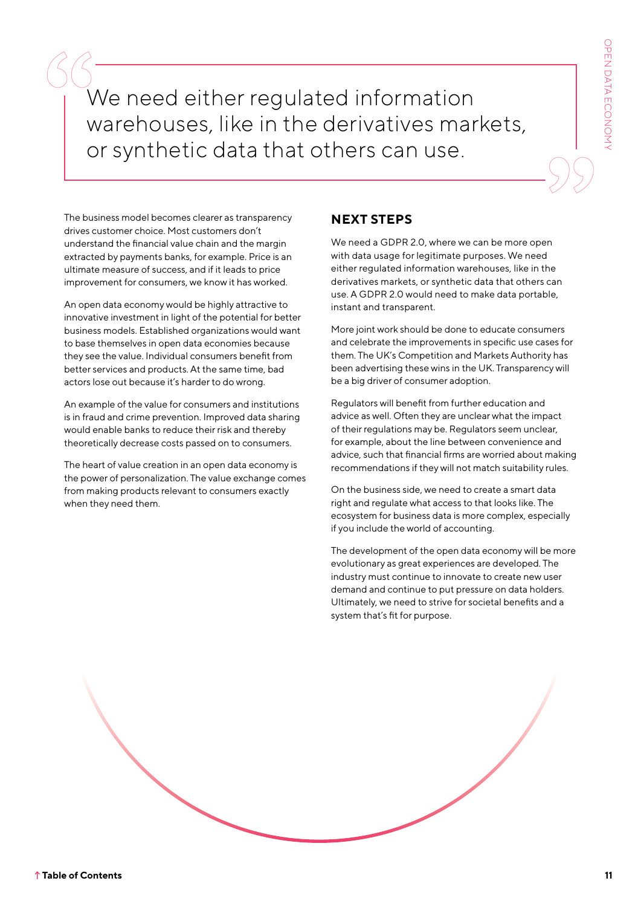> We need either regulated information warehouses, like in the derivatives markets, or synthetic data that others can use.

The business model becomes clearer as transparency drives customer choice. Most customers don't understand the financial value chain and the margin extracted by payments banks, for example. Price is an ultimate measure of success, and if it leads to price improvement for consumers, we know it has worked.

An open data economy would be highly attractive to innovative investment in light of the potential for better business models. Established organizations would want to base themselves in open data economies because they see the value. Individual consumers benefit from better services and products. At the same time, bad actors lose out because it's harder to do wrong.

An example of the value for consumers and institutions is in fraud and crime prevention. Improved data sharing would enable banks to reduce their risk and thereby theoretically decrease costs passed on to consumers.

The heart of value creation in an open data economy is the power of personalization. The value exchange comes from making products relevant to consumers exactly when they need them.

## NEXT STEPS

We need a GDPR 2.0, where we can be more open with data usage for legitimate purposes. We need either regulated information warehouses, like in the derivatives markets, or synthetic data that others can use. A GDPR 2.0 would need to make data portable, instant and transparent.

More joint work should be done to educate consumers and celebrate the improvements in specific use cases for them. The UK's Competition and Markets Authority has been advertising these wins in the UK. Transparency will be a big driver of consumer adoption.

Regulators will benefit from further education and advice as well. Often they are unclear what the impact of their regulations may be. Regulators seem unclear, for example, about the line between convenience and advice, such that financial firms are worried about making recommendations if they will not match suitability rules.

On the business side, we need to create a smart data right and regulate what access to that looks like. The ecosystem for business data is more complex, especially if you include the world of accounting.

The development of the open data economy will be more evolutionary as great experiences are developed. The industry must continue to innovate to create new user demand and continue to put pressure on data holders. Ultimately, we need to strive for societal benefits and a system that's fit for purpose.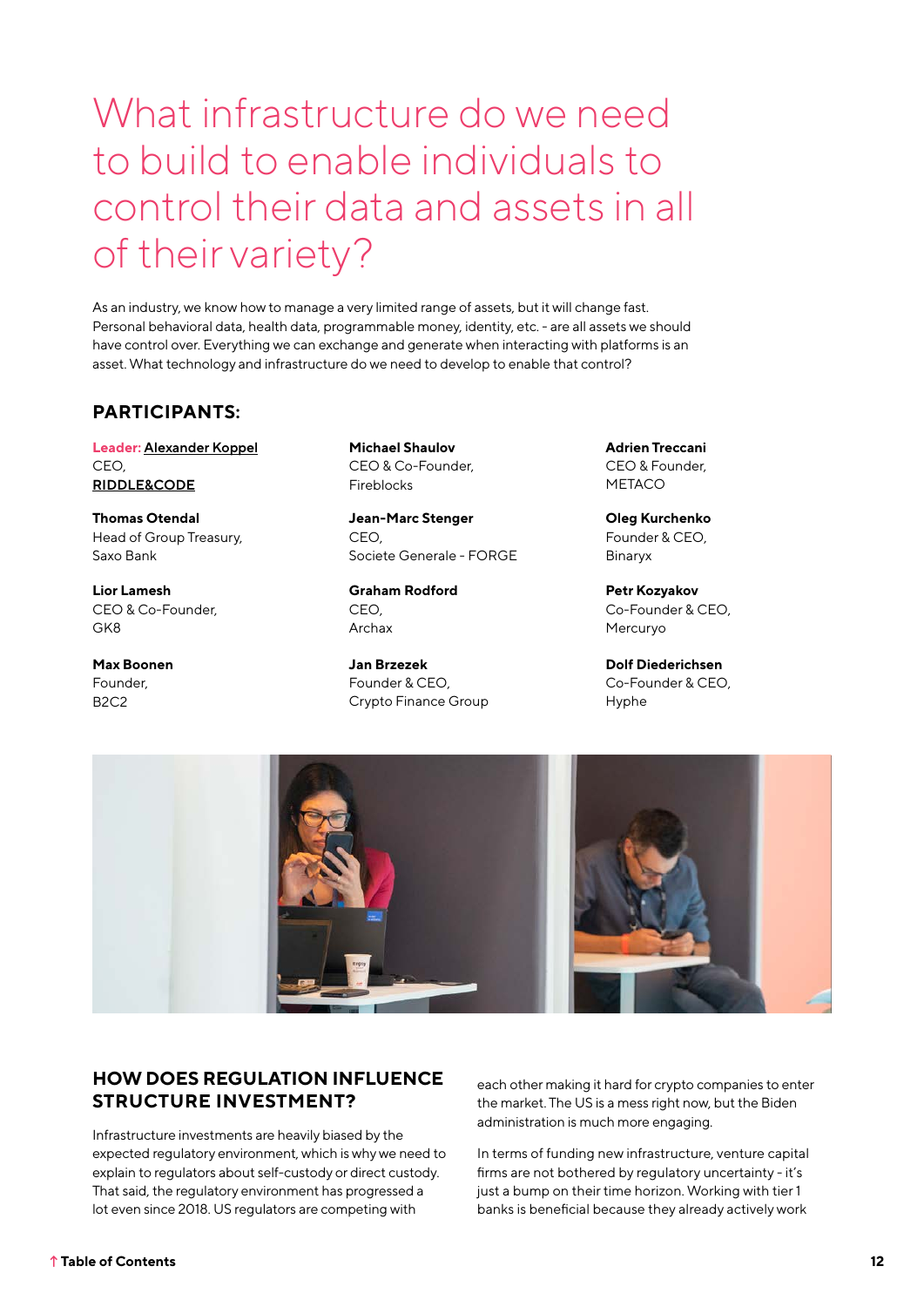# What infrastructure do we need to build to enable individuals to control their data and assets in all of their variety?

As an industry, we know how to manage a very limited range of assets, but it will change fast. Personal behavioral data, health data, programmable money, identity, etc. - are all assets we should have control over. Everything we can exchange and generate when interacting with platforms is an asset. What technology and infrastructure do we need to develop to enable that control?

## PARTICIPANTS:

**Leader: Alexander Koppel**
CEO,
**RIDDLE&CODE**

**Thomas Otendal**
Head of Group Treasury,
Saxo Bank

**Lior Lamesh**
CEO & Co-Founder,
GK8

**Max Boonen**
Founder,
B2C2

**Michael Shaulov**
CEO & Co-Founder,
Fireblocks

**Jean-Marc Stenger**
CEO,
Societe Generale - FORGE

**Graham Rodford**
CEO,
Archax

**Jan Brzezek**
Founder & CEO,
Crypto Finance Group

**Adrien Treccani**
CEO & Founder,
METACO

**Oleg Kurchenko**
Founder & CEO,
Binaryx

**Petr Kozyakov**
Co-Founder & CEO,
Mercuryo

**Dolf Diederichsen**
Co-Founder & CEO,
Hyphe

### HOW DOES REGULATION INFLUENCE STRUCTURE INVESTMENT?

Infrastructure investments are heavily biased by the expected regulatory environment, which is why we need to explain to regulators about self-custody or direct custody. That said, the regulatory environment has progressed a lot even since 2018. US regulators are competing with each other making it hard for crypto companies to enter the market. The US is a mess right now, but the Biden administration is much more engaging.

In terms of funding new infrastructure, venture capital firms are not bothered by regulatory uncertainty - it's just a bump on their time horizon. Working with tier 1 banks is beneficial because they already actively work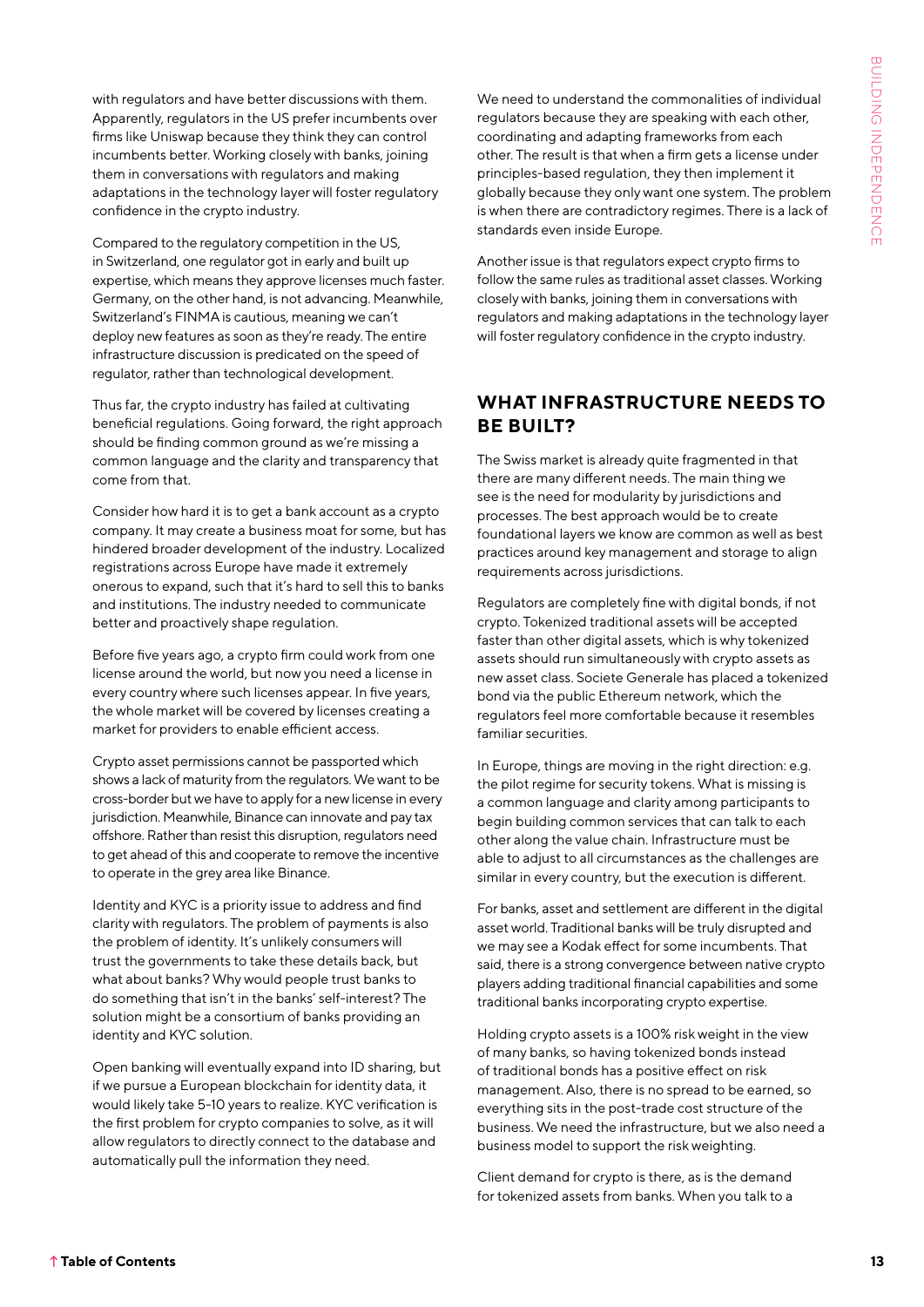with regulators and have better discussions with them. Apparently, regulators in the US prefer incumbents over firms like Uniswap because they think they can control incumbents better. Working closely with banks, joining them in conversations with regulators and making adaptations in the technology layer will foster regulatory confidence in the crypto industry.

Compared to the regulatory competition in the US, in Switzerland, one regulator got in early and built up expertise, which means they approve licenses much faster. Germany, on the other hand, is not advancing. Meanwhile, Switzerland's FINMA is cautious, meaning we can't deploy new features as soon as they're ready. The entire infrastructure discussion is predicated on the speed of regulator, rather than technological development.

Thus far, the crypto industry has failed at cultivating beneficial regulations. Going forward, the right approach should be finding common ground as we're missing a common language and the clarity and transparency that come from that.

Consider how hard it is to get a bank account as a crypto company. It may create a business moat for some, but has hindered broader development of the industry. Localized registrations across Europe have made it extremely onerous to expand, such that it's hard to sell this to banks and institutions. The industry needed to communicate better and proactively shape regulation.

Before five years ago, a crypto firm could work from one license around the world, but now you need a license in every country where such licenses appear. In five years, the whole market will be covered by licenses creating a market for providers to enable efficient access.

Crypto asset permissions cannot be passported which shows a lack of maturity from the regulators. We want to be cross-border but we have to apply for a new license in every jurisdiction. Meanwhile, Binance can innovate and pay tax offshore. Rather than resist this disruption, regulators need to get ahead of this and cooperate to remove the incentive to operate in the grey area like Binance.

Identity and KYC is a priority issue to address and find clarity with regulators. The problem of payments is also the problem of identity. It's unlikely consumers will trust the governments to take these details back, but what about banks? Why would people trust banks to do something that isn't in the banks' self-interest? The solution might be a consortium of banks providing an identity and KYC solution.

Open banking will eventually expand into ID sharing, but if we pursue a European blockchain for identity data, it would likely take 5-10 years to realize. KYC verification is the first problem for crypto companies to solve, as it will allow regulators to directly connect to the database and automatically pull the information they need.

We need to understand the commonalities of individual regulators because they are speaking with each other, coordinating and adapting frameworks from each other. The result is that when a firm gets a license under principles-based regulation, they then implement it globally because they only want one system. The problem is when there are contradictory regimes. There is a lack of standards even inside Europe.

Another issue is that regulators expect crypto firms to follow the same rules as traditional asset classes. Working closely with banks, joining them in conversations with regulators and making adaptations in the technology layer will foster regulatory confidence in the crypto industry.

## WHAT INFRASTRUCTURE NEEDS TO BE BUILT?

The Swiss market is already quite fragmented in that there are many different needs. The main thing we see is the need for modularity by jurisdictions and processes. The best approach would be to create foundational layers we know are common as well as best practices around key management and storage to align requirements across jurisdictions.

Regulators are completely fine with digital bonds, if not crypto. Tokenized traditional assets will be accepted faster than other digital assets, which is why tokenized assets should run simultaneously with crypto assets as new asset class. Societe Generale has placed a tokenized bond via the public Ethereum network, which the regulators feel more comfortable because it resembles familiar securities.

In Europe, things are moving in the right direction: e.g. the pilot regime for security tokens. What is missing is a common language and clarity among participants to begin building common services that can talk to each other along the value chain. Infrastructure must be able to adjust to all circumstances as the challenges are similar in every country, but the execution is different.

For banks, asset and settlement are different in the digital asset world. Traditional banks will be truly disrupted and we may see a Kodak effect for some incumbents. That said, there is a strong convergence between native crypto players adding traditional financial capabilities and some traditional banks incorporating crypto expertise.

Holding crypto assets is a 100% risk weight in the view of many banks, so having tokenized bonds instead of traditional bonds has a positive effect on risk management. Also, there is no spread to be earned, so everything sits in the post-trade cost structure of the business. We need the infrastructure, but we also need a business model to support the risk weighting.

Client demand for crypto is there, as is the demand for tokenized assets from banks. When you talk to a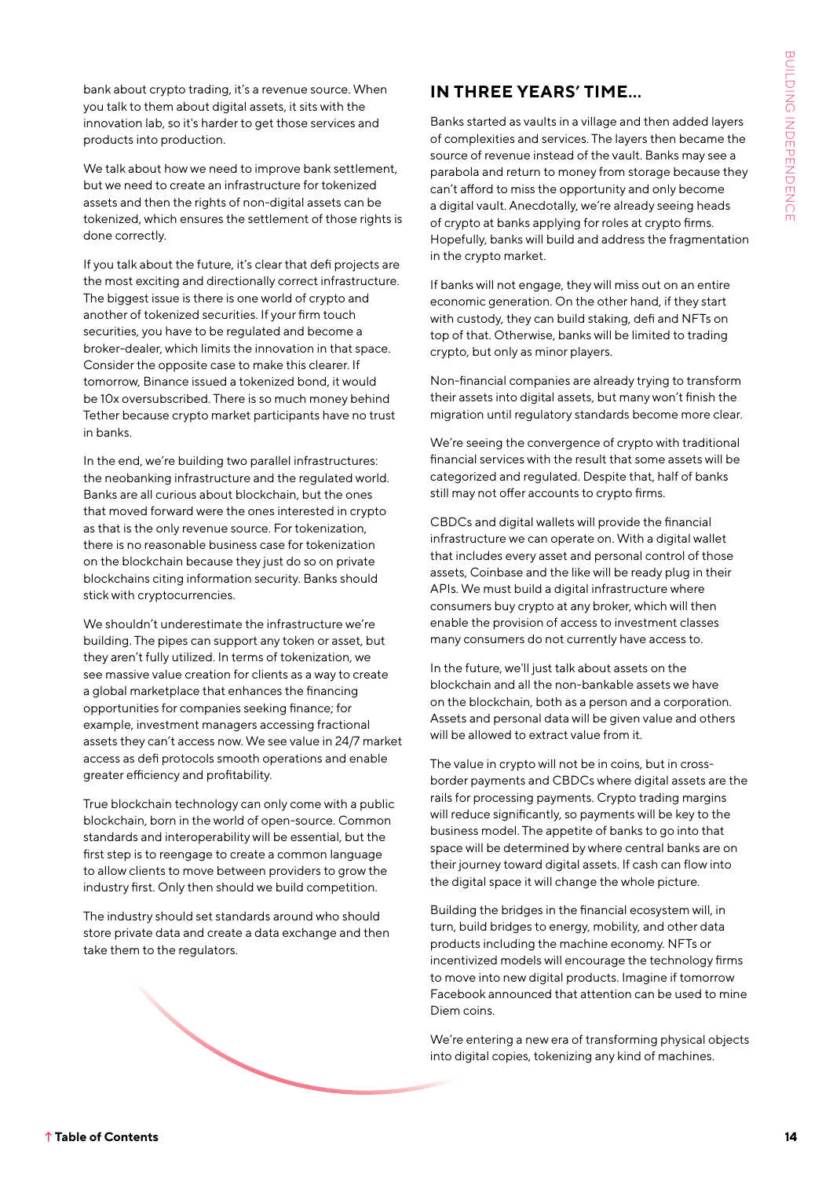bank about crypto trading, it's a revenue source. When you talk to them about digital assets, it sits with the innovation lab, so it's harder to get those services and products into production.

We talk about how we need to improve bank settlement, but we need to create an infrastructure for tokenized assets and then the rights of non-digital assets can be tokenized, which ensures the settlement of those rights is done correctly.

If you talk about the future, it's clear that defi projects are the most exciting and directionally correct infrastructure. The biggest issue is there is one world of crypto and another of tokenized securities. If your firm touch securities, you have to be regulated and become a broker-dealer, which limits the innovation in that space. Consider the opposite case to make this clearer. If tomorrow, Binance issued a tokenized bond, it would be 10x oversubscribed. There is so much money behind Tether because crypto market participants have no trust in banks.

In the end, we're building two parallel infrastructures: the neobanking infrastructure and the regulated world. Banks are all curious about blockchain, but the ones that moved forward were the ones interested in crypto as that is the only revenue source. For tokenization, there is no reasonable business case for tokenization on the blockchain because they just do so on private blockchains citing information security. Banks should stick with cryptocurrencies.

We shouldn't underestimate the infrastructure we're building. The pipes can support any token or asset, but they aren't fully utilized. In terms of tokenization, we see massive value creation for clients as a way to create a global marketplace that enhances the financing opportunities for companies seeking finance; for example, investment managers accessing fractional assets they can't access now. We see value in 24/7 market access as defi protocols smooth operations and enable greater efficiency and profitability.

True blockchain technology can only come with a public blockchain, born in the world of open-source. Common standards and interoperability will be essential, but the first step is to reengage to create a common language to allow clients to move between providers to grow the industry first. Only then should we build competition.

The industry should set standards around who should store private data and create a data exchange and then take them to the regulators.

## IN THREE YEARS' TIME...

Banks started as vaults in a village and then added layers of complexities and services. The layers then became the source of revenue instead of the vault. Banks may see a parabola and return to money from storage because they can't afford to miss the opportunity and only become a digital vault. Anecdotally, we're already seeing heads of crypto at banks applying for roles at crypto firms. Hopefully, banks will build and address the fragmentation in the crypto market.

If banks will not engage, they will miss out on an entire economic generation. On the other hand, if they start with custody, they can build staking, defi and NFTs on top of that. Otherwise, banks will be limited to trading crypto, but only as minor players.

Non-financial companies are already trying to transform their assets into digital assets, but many won't finish the migration until regulatory standards become more clear.

We're seeing the convergence of crypto with traditional financial services with the result that some assets will be categorized and regulated. Despite that, half of banks still may not offer accounts to crypto firms.

CBDCs and digital wallets will provide the financial infrastructure we can operate on. With a digital wallet that includes every asset and personal control of those assets, Coinbase and the like will be ready plug in their APIs. We must build a digital infrastructure where consumers buy crypto at any broker, which will then enable the provision of access to investment classes many consumers do not currently have access to.

In the future, we'll just talk about assets on the blockchain and all the non-bankable assets we have on the blockchain, both as a person and a corporation. Assets and personal data will be given value and others will be allowed to extract value from it.

The value in crypto will not be in coins, but in cross-border payments and CBDCs where digital assets are the rails for processing payments. Crypto trading margins will reduce significantly, so payments will be key to the business model. The appetite of banks to go into that space will be determined by where central banks are on their journey toward digital assets. If cash can flow into the digital space it will change the whole picture.

Building the bridges in the financial ecosystem will, in turn, build bridges to energy, mobility, and other data products including the machine economy. NFTs or incentivized models will encourage the technology firms to move into new digital products. Imagine if tomorrow Facebook announced that attention can be used to mine Diem coins.

We're entering a new era of transforming physical objects into digital copies, tokenizing any kind of machines.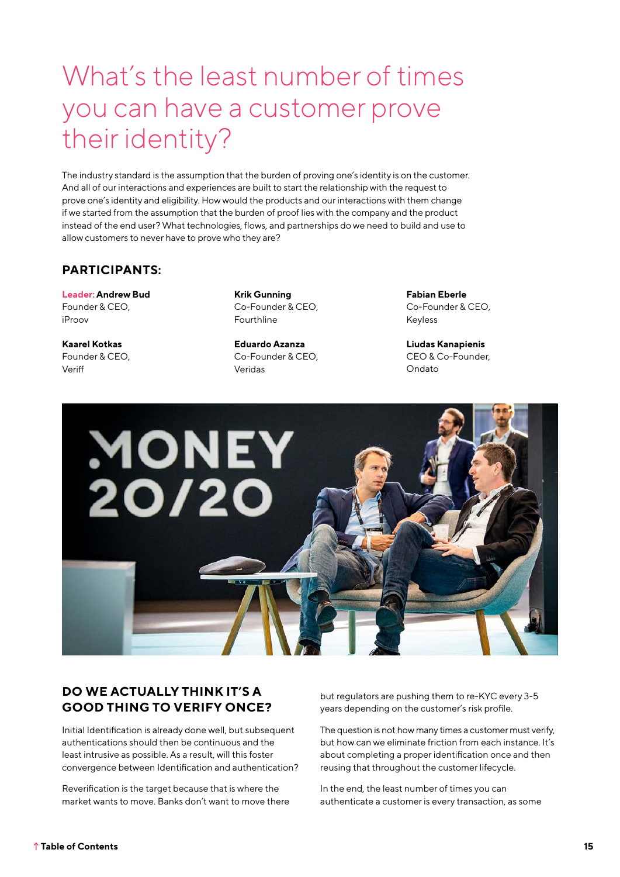# What's the least number of times you can have a customer prove their identity?

The industry standard is the assumption that the burden of proving one's identity is on the customer. And all of our interactions and experiences are built to start the relationship with the request to prove one's identity and eligibility. How would the products and our interactions with them change if we started from the assumption that the burden of proof lies with the company and the product instead of the end user? What technologies, flows, and partnerships do we need to build and use to allow customers to never have to prove who they are?

## PARTICIPANTS:

**Leader: Andrew Bud**
Founder & CEO,
iProov

**Krik Gunning**
Co-Founder & CEO,
Fourthline

**Fabian Eberle**
Co-Founder & CEO,
Keyless

**Kaarel Kotkas**
Founder & CEO,
Veriff

**Eduardo Azanza**
Co-Founder & CEO,
Veridas

**Liudas Kanapienis**
CEO & Co-Founder,
Ondato

## DO WE ACTUALLY THINK IT'S A GOOD THING TO VERIFY ONCE?

Initial Identification is already done well, but subsequent authentications should then be continuous and the least intrusive as possible. As a result, will this foster convergence between Identification and authentication?

Reverification is the target because that is where the market wants to move. Banks don't want to move there but regulators are pushing them to re-KYC every 3-5 years depending on the customer's risk profile.

The question is not how many times a customer must verify, but how can we eliminate friction from each instance. It's about completing a proper identification once and then reusing that throughout the customer lifecycle.

In the end, the least number of times you can authenticate a customer is every transaction, as some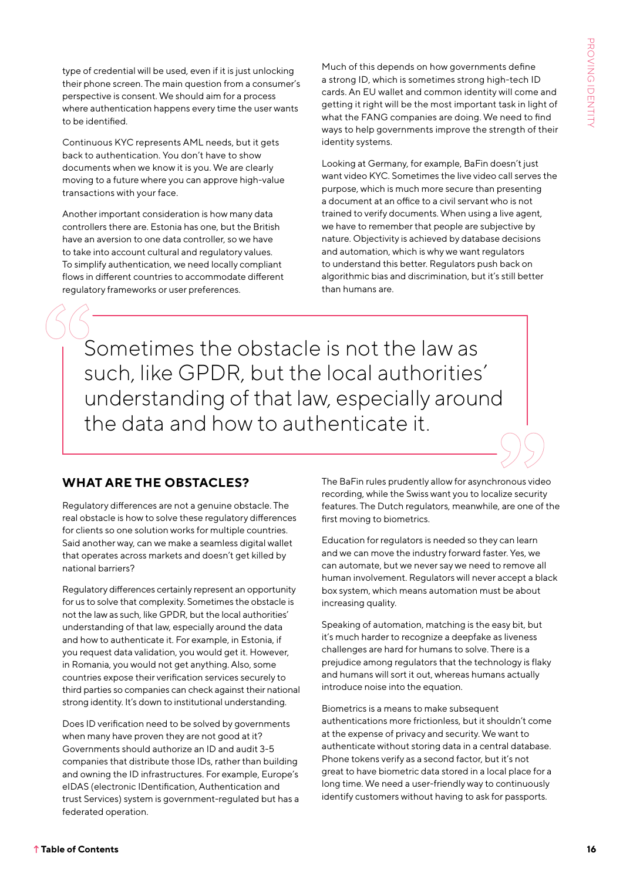type of credential will be used, even if it is just unlocking their phone screen. The main question from a consumer's perspective is consent. We should aim for a process where authentication happens every time the user wants to be identified.

Continuous KYC represents AML needs, but it gets back to authentication. You don't have to show documents when we know it is you. We are clearly moving to a future where you can approve high-value transactions with your face.

Another important consideration is how many data controllers there are. Estonia has one, but the British have an aversion to one data controller, so we have to take into account cultural and regulatory values. To simplify authentication, we need locally compliant flows in different countries to accommodate different regulatory frameworks or user preferences.

Much of this depends on how governments define a strong ID, which is sometimes strong high-tech ID cards. An EU wallet and common identity will come and getting it right will be the most important task in light of what the FANG companies are doing. We need to find ways to help governments improve the strength of their identity systems.

Looking at Germany, for example, BaFin doesn't just want video KYC. Sometimes the live video call serves the purpose, which is much more secure than presenting a document at an office to a civil servant who is not trained to verify documents. When using a live agent, we have to remember that people are subjective by nature. Objectivity is achieved by database decisions and automation, which is why we want regulators to understand this better. Regulators push back on algorithmic bias and discrimination, but it's still better than humans are.

> Sometimes the obstacle is not the law as such, like GPDR, but the local authorities' understanding of that law, especially around the data and how to authenticate it.

## WHAT ARE THE OBSTACLES?

Regulatory differences are not a genuine obstacle. The real obstacle is how to solve these regulatory differences for clients so one solution works for multiple countries. Said another way, can we make a seamless digital wallet that operates across markets and doesn't get killed by national barriers?

Regulatory differences certainly represent an opportunity for us to solve that complexity. Sometimes the obstacle is not the law as such, like GPDR, but the local authorities' understanding of that law, especially around the data and how to authenticate it. For example, in Estonia, if you request data validation, you would get it. However, in Romania, you would not get anything. Also, some countries expose their verification services securely to third parties so companies can check against their national strong identity. It's down to institutional understanding.

Does ID verification need to be solved by governments when many have proven they are not good at it? Governments should authorize an ID and audit 3-5 companies that distribute those IDs, rather than building and owning the ID infrastructures. For example, Europe's eIDAS (electronic IDentification, Authentication and trust Services) system is government-regulated but has a federated operation.

The BaFin rules prudently allow for asynchronous video recording, while the Swiss want you to localize security features. The Dutch regulators, meanwhile, are one of the first moving to biometrics.

Education for regulators is needed so they can learn and we can move the industry forward faster. Yes, we can automate, but we never say we need to remove all human involvement. Regulators will never accept a black box system, which means automation must be about increasing quality.

Speaking of automation, matching is the easy bit, but it's much harder to recognize a deepfake as liveness challenges are hard for humans to solve. There is a prejudice among regulators that the technology is flaky and humans will sort it out, whereas humans actually introduce noise into the equation.

Biometrics is a means to make subsequent authentications more frictionless, but it shouldn't come at the expense of privacy and security. We want to authenticate without storing data in a central database. Phone tokens verify as a second factor, but it's not great to have biometric data stored in a local place for a long time. We need a user-friendly way to continuously identify customers without having to ask for passports.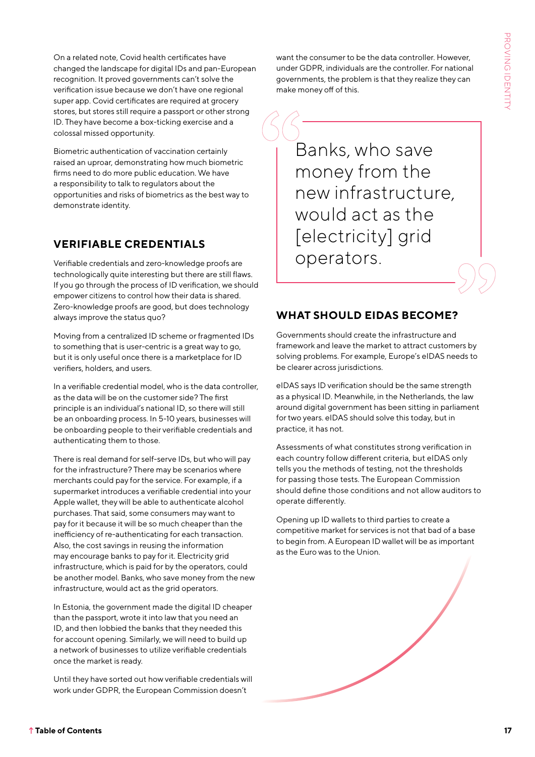On a related note, Covid health certificates have changed the landscape for digital IDs and pan-European recognition. It proved governments can't solve the verification issue because we don't have one regional super app. Covid certificates are required at grocery stores, but stores still require a passport or other strong ID. They have become a box-ticking exercise and a colossal missed opportunity.

Biometric authentication of vaccination certainly raised an uproar, demonstrating how much biometric firms need to do more public education. We have a responsibility to talk to regulators about the opportunities and risks of biometrics as the best way to demonstrate identity.

## VERIFIABLE CREDENTIALS

Verifiable credentials and zero-knowledge proofs are technologically quite interesting but there are still flaws. If you go through the process of ID verification, we should empower citizens to control how their data is shared. Zero-knowledge proofs are good, but does technology always improve the status quo?

Moving from a centralized ID scheme or fragmented IDs to something that is user-centric is a great way to go, but it is only useful once there is a marketplace for ID verifiers, holders, and users.

In a verifiable credential model, who is the data controller, as the data will be on the customer side? The first principle is an individual's national ID, so there will still be an onboarding process. In 5-10 years, businesses will be onboarding people to their verifiable credentials and authenticating them to those.

There is real demand for self-serve IDs, but who will pay for the infrastructure? There may be scenarios where merchants could pay for the service. For example, if a supermarket introduces a verifiable credential into your Apple wallet, they will be able to authenticate alcohol purchases. That said, some consumers may want to pay for it because it will be so much cheaper than the inefficiency of re-authenticating for each transaction. Also, the cost savings in reusing the information may encourage banks to pay for it. Electricity grid infrastructure, which is paid for by the operators, could be another model. Banks, who save money from the new infrastructure, would act as the grid operators.

In Estonia, the government made the digital ID cheaper than the passport, wrote it into law that you need an ID, and then lobbied the banks that they needed this for account opening. Similarly, we will need to build up a network of businesses to utilize verifiable credentials once the market is ready.

Until they have sorted out how verifiable credentials will work under GDPR, the European Commission doesn't want the consumer to be the data controller. However, under GDPR, individuals are the controller. For national governments, the problem is that they realize they can make money off of this.

> Banks, who save money from the new infrastructure, would act as the [electricity] grid operators.

## WHAT SHOULD EIDAS BECOME?

Governments should create the infrastructure and framework and leave the market to attract customers by solving problems. For example, Europe's eIDAS needs to be clearer across jurisdictions.

eIDAS says ID verification should be the same strength as a physical ID. Meanwhile, in the Netherlands, the law around digital government has been sitting in parliament for two years. eIDAS should solve this today, but in practice, it has not.

Assessments of what constitutes strong verification in each country follow different criteria, but eIDAS only tells you the methods of testing, not the thresholds for passing those tests. The European Commission should define those conditions and not allow auditors to operate differently.

Opening up ID wallets to third parties to create a competitive market for services is not that bad of a base to begin from. A European ID wallet will be as important as the Euro was to the Union.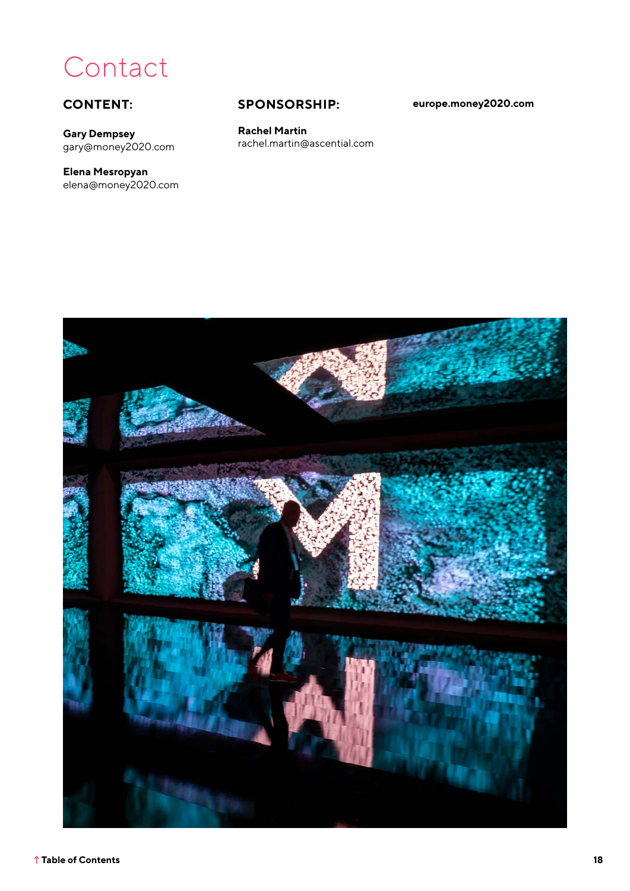# Contact

**CONTENT:**

**Gary Dempsey**
gary@money2020.com

**Elena Mesropyan**
elena@money2020.com

**SPONSORSHIP:**

**Rachel Martin**
rachel.martin@ascential.com

**europe.money2020.com**

↑ Table of Contents